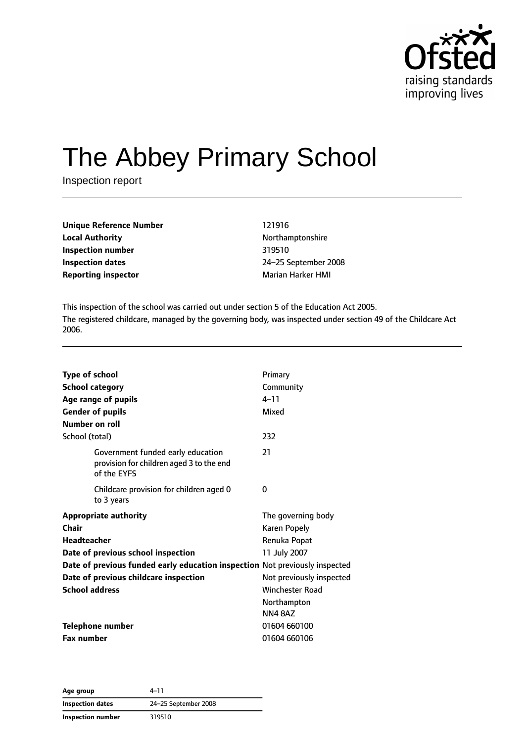Ofsted
raising standards
improving lives

# The Abbey Primary School

Inspection report

| | |
|---|---|
| **Unique Reference Number** | 121916 |
| **Local Authority** | Northamptonshire |
| **Inspection number** | 319510 |
| **Inspection dates** | 24–25 September 2008 |
| **Reporting inspector** | Marian Harker HMI |

This inspection of the school was carried out under section 5 of the Education Act 2005.

The registered childcare, managed by the governing body, was inspected under section 49 of the Childcare Act 2006.

| | |
|---|---|
| **Type of school** | Primary |
| **School category** | Community |
| **Age range of pupils** | 4–11 |
| **Gender of pupils** | Mixed |
| **Number on roll** | |
| School (total) | 232 |
| Government funded early education provision for children aged 3 to the end of the EYFS | 21 |
| Childcare provision for children aged 0 to 3 years | 0 |
| **Appropriate authority** | The governing body |
| **Chair** | Karen Popely |
| **Headteacher** | Renuka Popat |
| **Date of previous school inspection** | 11 July 2007 |
| **Date of previous funded early education inspection** | Not previously inspected |
| **Date of previous childcare inspection** | Not previously inspected |
| **School address** | Winchester Road<br>Northampton<br>NN4 8AZ |
| **Telephone number** | 01604 660100 |
| **Fax number** | 01604 660106 |

| | |
|---|---|
| **Age group** | 4–11 |
| **Inspection dates** | 24–25 September 2008 |
| **Inspection number** | 319510 |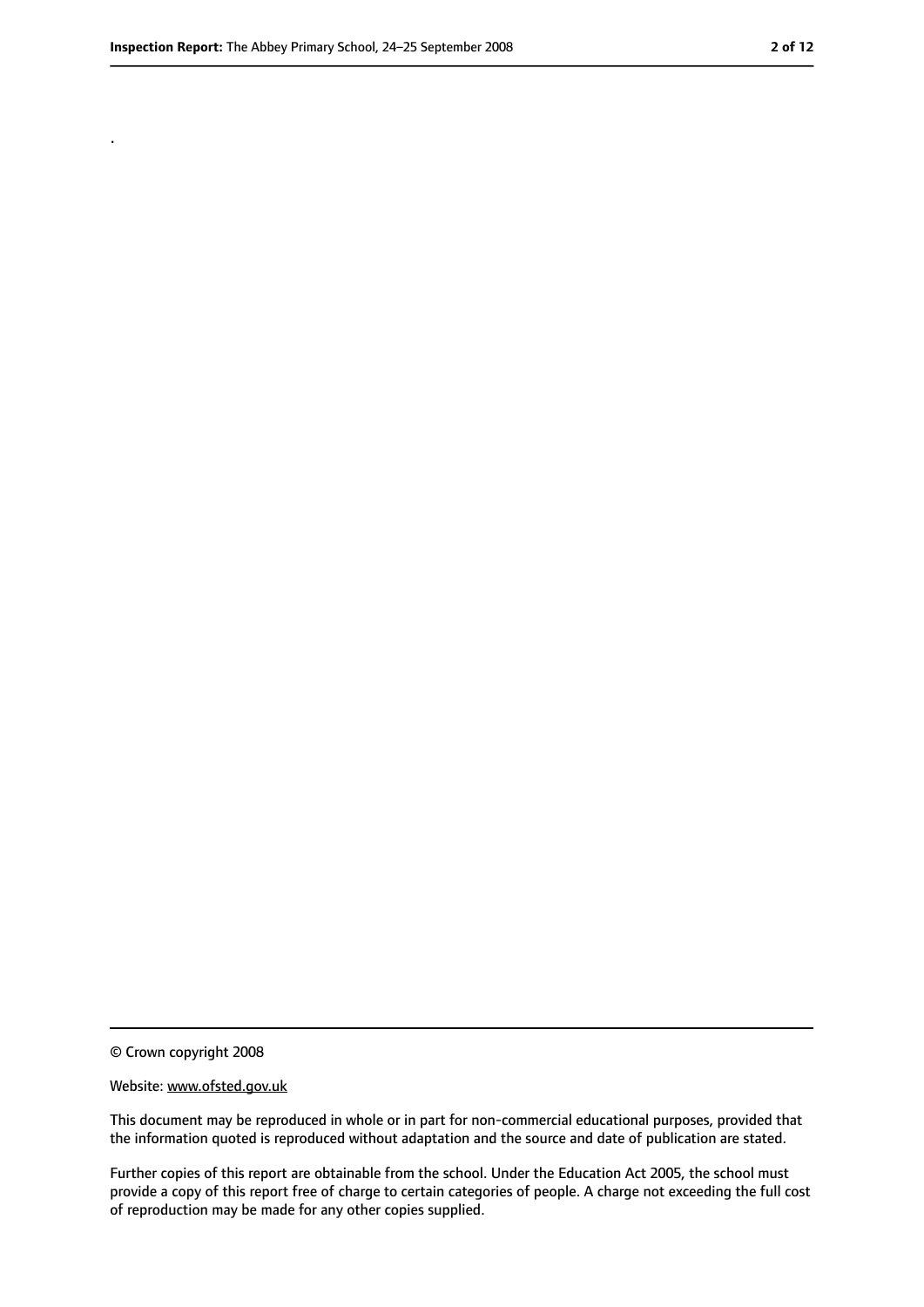.

© Crown copyright 2008

Website: www.ofsted.gov.uk

This document may be reproduced in whole or in part for non-commercial educational purposes, provided that the information quoted is reproduced without adaptation and the source and date of publication are stated.

Further copies of this report are obtainable from the school. Under the Education Act 2005, the school must provide a copy of this report free of charge to certain categories of people. A charge not exceeding the full cost of reproduction may be made for any other copies supplied.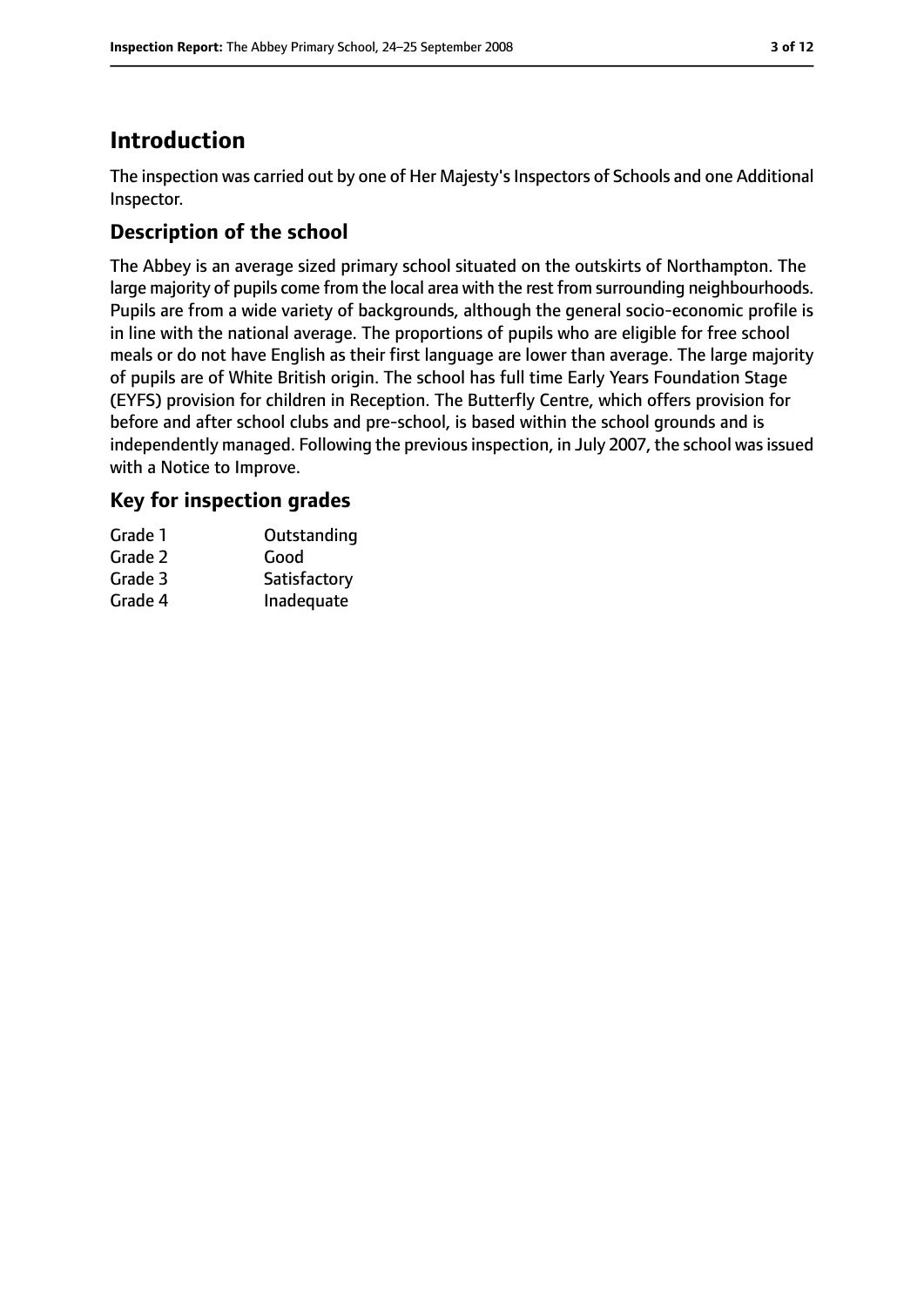# Introduction

The inspection was carried out by one of Her Majesty's Inspectors of Schools and one Additional Inspector.

## Description of the school

The Abbey is an average sized primary school situated on the outskirts of Northampton. The large majority of pupils come from the local area with the rest from surrounding neighbourhoods. Pupils are from a wide variety of backgrounds, although the general socio-economic profile is in line with the national average. The proportions of pupils who are eligible for free school meals or do not have English as their first language are lower than average. The large majority of pupils are of White British origin. The school has full time Early Years Foundation Stage (EYFS) provision for children in Reception. The Butterfly Centre, which offers provision for before and after school clubs and pre-school, is based within the school grounds and is independently managed. Following the previous inspection, in July 2007, the school was issued with a Notice to Improve.

## Key for inspection grades

| | |
|---|---|
| Grade 1 | Outstanding |
| Grade 2 | Good |
| Grade 3 | Satisfactory |
| Grade 4 | Inadequate |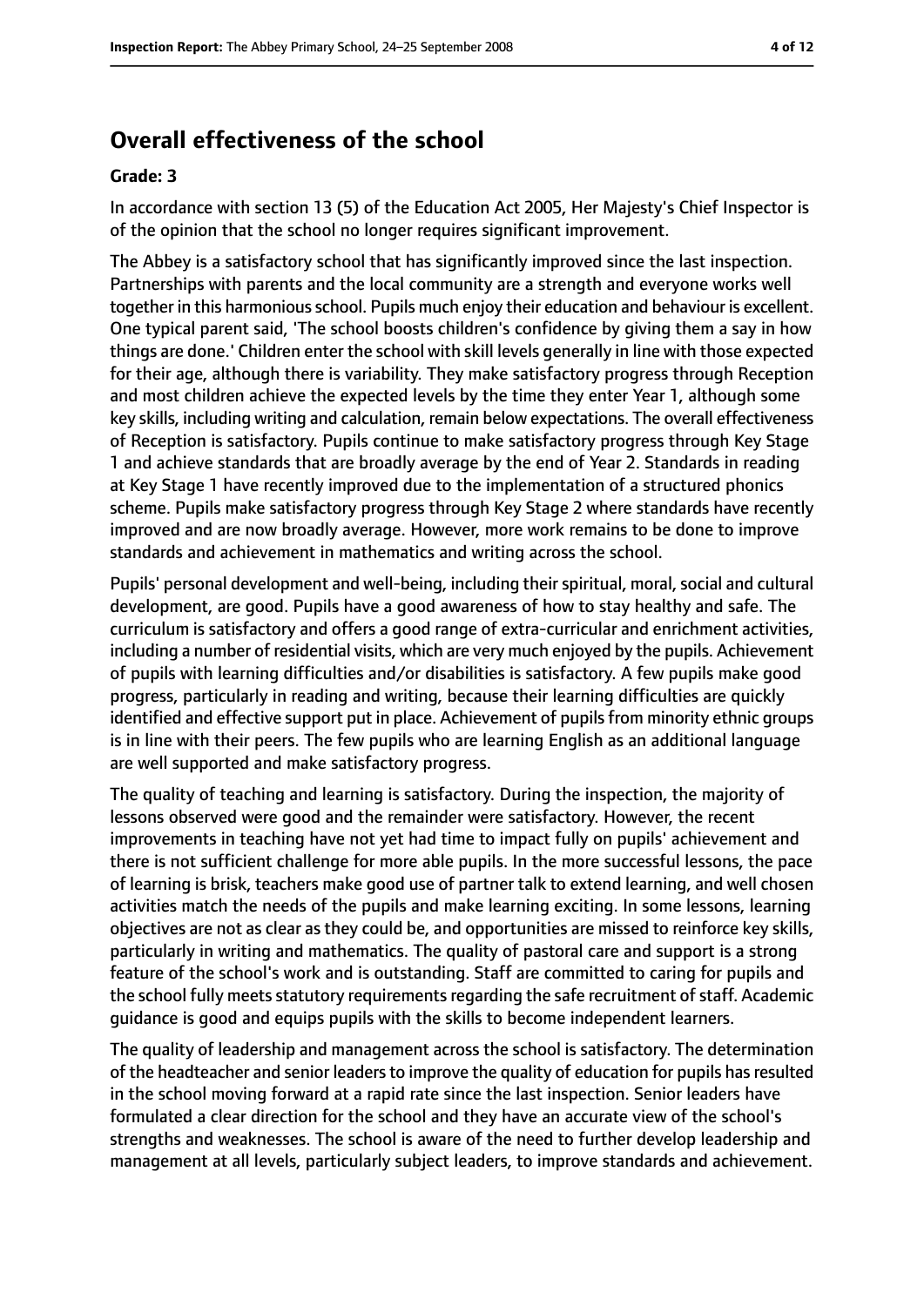## Overall effectiveness of the school

**Grade: 3**

In accordance with section 13 (5) of the Education Act 2005, Her Majesty's Chief Inspector is of the opinion that the school no longer requires significant improvement.

The Abbey is a satisfactory school that has significantly improved since the last inspection. Partnerships with parents and the local community are a strength and everyone works well together in this harmonious school. Pupils much enjoy their education and behaviour is excellent. One typical parent said, 'The school boosts children's confidence by giving them a say in how things are done.' Children enter the school with skill levels generally in line with those expected for their age, although there is variability. They make satisfactory progress through Reception and most children achieve the expected levels by the time they enter Year 1, although some key skills, including writing and calculation, remain below expectations. The overall effectiveness of Reception is satisfactory. Pupils continue to make satisfactory progress through Key Stage 1 and achieve standards that are broadly average by the end of Year 2. Standards in reading at Key Stage 1 have recently improved due to the implementation of a structured phonics scheme. Pupils make satisfactory progress through Key Stage 2 where standards have recently improved and are now broadly average. However, more work remains to be done to improve standards and achievement in mathematics and writing across the school.

Pupils' personal development and well-being, including their spiritual, moral, social and cultural development, are good. Pupils have a good awareness of how to stay healthy and safe. The curriculum is satisfactory and offers a good range of extra-curricular and enrichment activities, including a number of residential visits, which are very much enjoyed by the pupils. Achievement of pupils with learning difficulties and/or disabilities is satisfactory. A few pupils make good progress, particularly in reading and writing, because their learning difficulties are quickly identified and effective support put in place. Achievement of pupils from minority ethnic groups is in line with their peers. The few pupils who are learning English as an additional language are well supported and make satisfactory progress.

The quality of teaching and learning is satisfactory. During the inspection, the majority of lessons observed were good and the remainder were satisfactory. However, the recent improvements in teaching have not yet had time to impact fully on pupils' achievement and there is not sufficient challenge for more able pupils. In the more successful lessons, the pace of learning is brisk, teachers make good use of partner talk to extend learning, and well chosen activities match the needs of the pupils and make learning exciting. In some lessons, learning objectives are not as clear as they could be, and opportunities are missed to reinforce key skills, particularly in writing and mathematics. The quality of pastoral care and support is a strong feature of the school's work and is outstanding. Staff are committed to caring for pupils and the school fully meets statutory requirements regarding the safe recruitment of staff. Academic guidance is good and equips pupils with the skills to become independent learners.

The quality of leadership and management across the school is satisfactory. The determination of the headteacher and senior leaders to improve the quality of education for pupils has resulted in the school moving forward at a rapid rate since the last inspection. Senior leaders have formulated a clear direction for the school and they have an accurate view of the school's strengths and weaknesses. The school is aware of the need to further develop leadership and management at all levels, particularly subject leaders, to improve standards and achievement.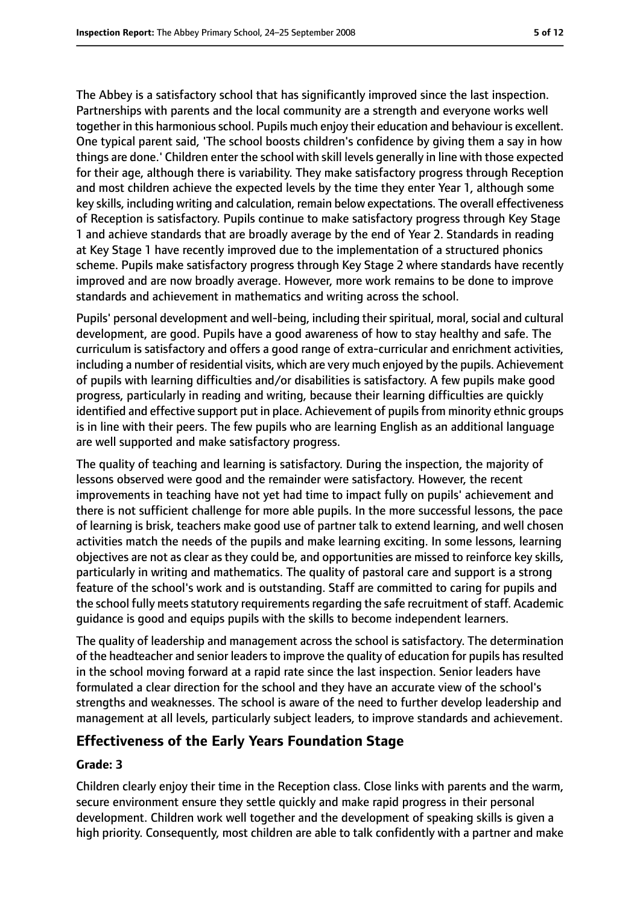The Abbey is a satisfactory school that has significantly improved since the last inspection. Partnerships with parents and the local community are a strength and everyone works well together in this harmonious school. Pupils much enjoy their education and behaviour is excellent. One typical parent said, 'The school boosts children's confidence by giving them a say in how things are done.' Children enter the school with skill levels generally in line with those expected for their age, although there is variability. They make satisfactory progress through Reception and most children achieve the expected levels by the time they enter Year 1, although some key skills, including writing and calculation, remain below expectations. The overall effectiveness of Reception is satisfactory. Pupils continue to make satisfactory progress through Key Stage 1 and achieve standards that are broadly average by the end of Year 2. Standards in reading at Key Stage 1 have recently improved due to the implementation of a structured phonics scheme. Pupils make satisfactory progress through Key Stage 2 where standards have recently improved and are now broadly average. However, more work remains to be done to improve standards and achievement in mathematics and writing across the school.

Pupils' personal development and well-being, including their spiritual, moral, social and cultural development, are good. Pupils have a good awareness of how to stay healthy and safe. The curriculum is satisfactory and offers a good range of extra-curricular and enrichment activities, including a number of residential visits, which are very much enjoyed by the pupils. Achievement of pupils with learning difficulties and/or disabilities is satisfactory. A few pupils make good progress, particularly in reading and writing, because their learning difficulties are quickly identified and effective support put in place. Achievement of pupils from minority ethnic groups is in line with their peers. The few pupils who are learning English as an additional language are well supported and make satisfactory progress.

The quality of teaching and learning is satisfactory. During the inspection, the majority of lessons observed were good and the remainder were satisfactory. However, the recent improvements in teaching have not yet had time to impact fully on pupils' achievement and there is not sufficient challenge for more able pupils. In the more successful lessons, the pace of learning is brisk, teachers make good use of partner talk to extend learning, and well chosen activities match the needs of the pupils and make learning exciting. In some lessons, learning objectives are not as clear as they could be, and opportunities are missed to reinforce key skills, particularly in writing and mathematics. The quality of pastoral care and support is a strong feature of the school's work and is outstanding. Staff are committed to caring for pupils and the school fully meets statutory requirements regarding the safe recruitment of staff. Academic guidance is good and equips pupils with the skills to become independent learners.

The quality of leadership and management across the school is satisfactory. The determination of the headteacher and senior leaders to improve the quality of education for pupils has resulted in the school moving forward at a rapid rate since the last inspection. Senior leaders have formulated a clear direction for the school and they have an accurate view of the school's strengths and weaknesses. The school is aware of the need to further develop leadership and management at all levels, particularly subject leaders, to improve standards and achievement.

## Effectiveness of the Early Years Foundation Stage

**Grade: 3**

Children clearly enjoy their time in the Reception class. Close links with parents and the warm, secure environment ensure they settle quickly and make rapid progress in their personal development. Children work well together and the development of speaking skills is given a high priority. Consequently, most children are able to talk confidently with a partner and make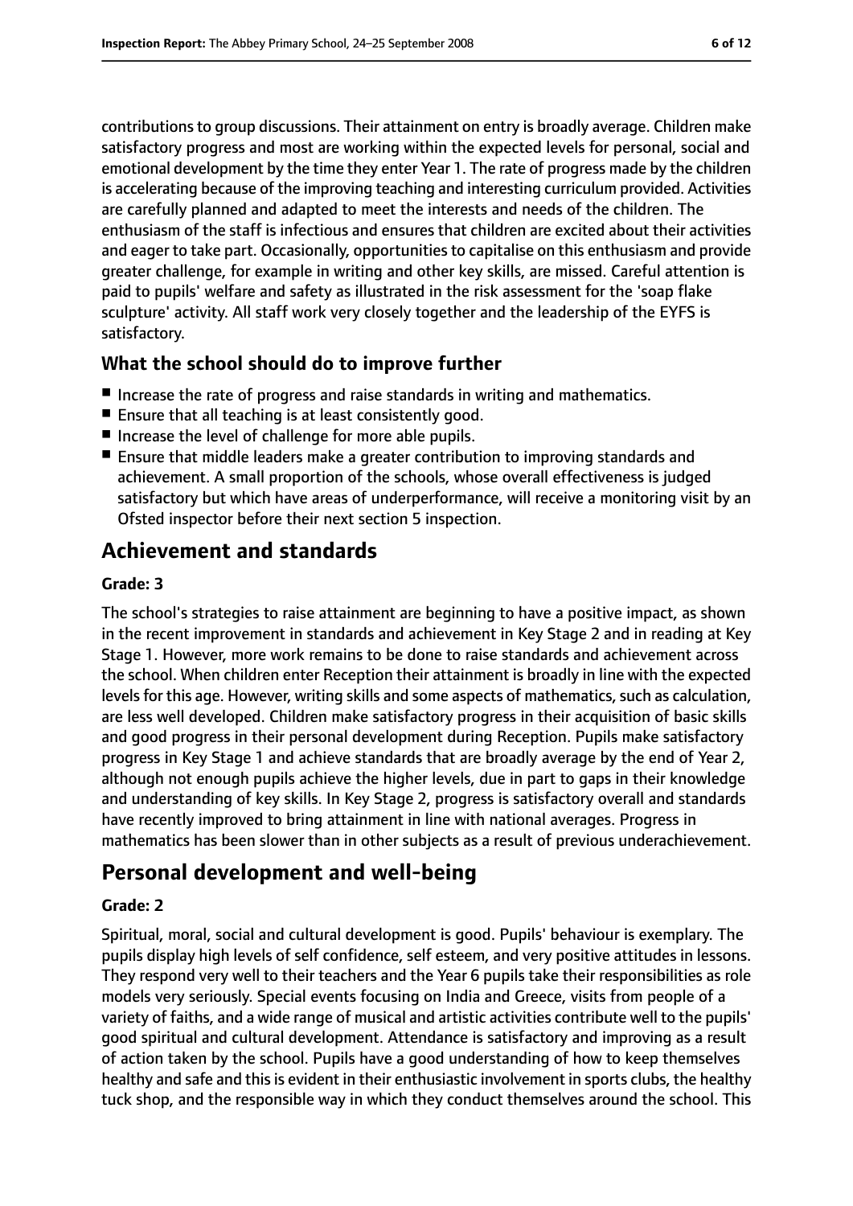contributions to group discussions. Their attainment on entry is broadly average. Children make satisfactory progress and most are working within the expected levels for personal, social and emotional development by the time they enter Year 1. The rate of progress made by the children is accelerating because of the improving teaching and interesting curriculum provided. Activities are carefully planned and adapted to meet the interests and needs of the children. The enthusiasm of the staff is infectious and ensures that children are excited about their activities and eager to take part. Occasionally, opportunities to capitalise on this enthusiasm and provide greater challenge, for example in writing and other key skills, are missed. Careful attention is paid to pupils' welfare and safety as illustrated in the risk assessment for the 'soap flake sculpture' activity. All staff work very closely together and the leadership of the EYFS is satisfactory.

### What the school should do to improve further

- Increase the rate of progress and raise standards in writing and mathematics.
- Ensure that all teaching is at least consistently good.
- Increase the level of challenge for more able pupils.
- Ensure that middle leaders make a greater contribution to improving standards and achievement. A small proportion of the schools, whose overall effectiveness is judged satisfactory but which have areas of underperformance, will receive a monitoring visit by an Ofsted inspector before their next section 5 inspection.

## Achievement and standards

#### Grade: 3

The school's strategies to raise attainment are beginning to have a positive impact, as shown in the recent improvement in standards and achievement in Key Stage 2 and in reading at Key Stage 1. However, more work remains to be done to raise standards and achievement across the school. When children enter Reception their attainment is broadly in line with the expected levels for this age. However, writing skills and some aspects of mathematics, such as calculation, are less well developed. Children make satisfactory progress in their acquisition of basic skills and good progress in their personal development during Reception. Pupils make satisfactory progress in Key Stage 1 and achieve standards that are broadly average by the end of Year 2, although not enough pupils achieve the higher levels, due in part to gaps in their knowledge and understanding of key skills. In Key Stage 2, progress is satisfactory overall and standards have recently improved to bring attainment in line with national averages. Progress in mathematics has been slower than in other subjects as a result of previous underachievement.

## Personal development and well-being

#### Grade: 2

Spiritual, moral, social and cultural development is good. Pupils' behaviour is exemplary. The pupils display high levels of self confidence, self esteem, and very positive attitudes in lessons. They respond very well to their teachers and the Year 6 pupils take their responsibilities as role models very seriously. Special events focusing on India and Greece, visits from people of a variety of faiths, and a wide range of musical and artistic activities contribute well to the pupils' good spiritual and cultural development. Attendance is satisfactory and improving as a result of action taken by the school. Pupils have a good understanding of how to keep themselves healthy and safe and this is evident in their enthusiastic involvement in sports clubs, the healthy tuck shop, and the responsible way in which they conduct themselves around the school. This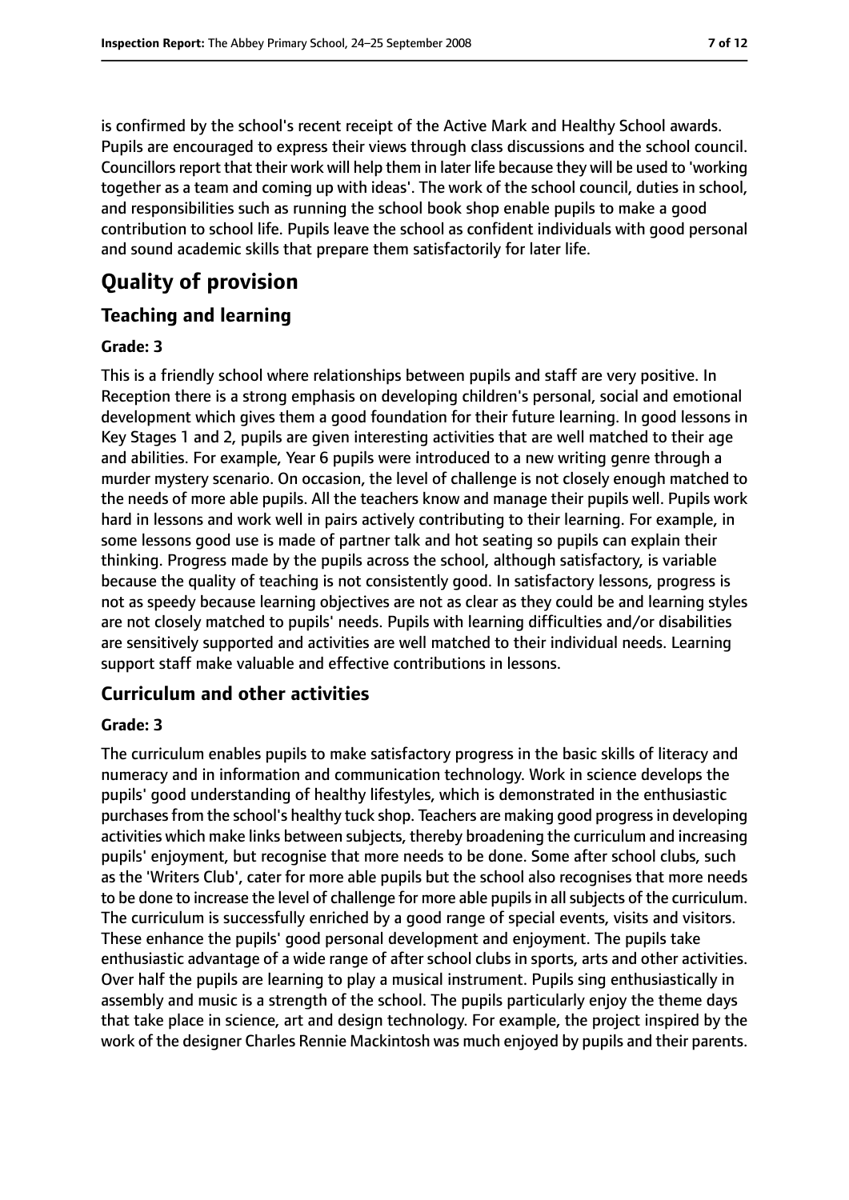is confirmed by the school's recent receipt of the Active Mark and Healthy School awards. Pupils are encouraged to express their views through class discussions and the school council. Councillors report that their work will help them in later life because they will be used to 'working together as a team and coming up with ideas'. The work of the school council, duties in school, and responsibilities such as running the school book shop enable pupils to make a good contribution to school life. Pupils leave the school as confident individuals with good personal and sound academic skills that prepare them satisfactorily for later life.

# Quality of provision

## Teaching and learning

#### Grade: 3

This is a friendly school where relationships between pupils and staff are very positive. In Reception there is a strong emphasis on developing children's personal, social and emotional development which gives them a good foundation for their future learning. In good lessons in Key Stages 1 and 2, pupils are given interesting activities that are well matched to their age and abilities. For example, Year 6 pupils were introduced to a new writing genre through a murder mystery scenario. On occasion, the level of challenge is not closely enough matched to the needs of more able pupils. All the teachers know and manage their pupils well. Pupils work hard in lessons and work well in pairs actively contributing to their learning. For example, in some lessons good use is made of partner talk and hot seating so pupils can explain their thinking. Progress made by the pupils across the school, although satisfactory, is variable because the quality of teaching is not consistently good. In satisfactory lessons, progress is not as speedy because learning objectives are not as clear as they could be and learning styles are not closely matched to pupils' needs. Pupils with learning difficulties and/or disabilities are sensitively supported and activities are well matched to their individual needs. Learning support staff make valuable and effective contributions in lessons.

## Curriculum and other activities

#### Grade: 3

The curriculum enables pupils to make satisfactory progress in the basic skills of literacy and numeracy and in information and communication technology. Work in science develops the pupils' good understanding of healthy lifestyles, which is demonstrated in the enthusiastic purchases from the school's healthy tuck shop. Teachers are making good progress in developing activities which make links between subjects, thereby broadening the curriculum and increasing pupils' enjoyment, but recognise that more needs to be done. Some after school clubs, such as the 'Writers Club', cater for more able pupils but the school also recognises that more needs to be done to increase the level of challenge for more able pupils in all subjects of the curriculum. The curriculum is successfully enriched by a good range of special events, visits and visitors. These enhance the pupils' good personal development and enjoyment. The pupils take enthusiastic advantage of a wide range of after school clubs in sports, arts and other activities. Over half the pupils are learning to play a musical instrument. Pupils sing enthusiastically in assembly and music is a strength of the school. The pupils particularly enjoy the theme days that take place in science, art and design technology. For example, the project inspired by the work of the designer Charles Rennie Mackintosh was much enjoyed by pupils and their parents.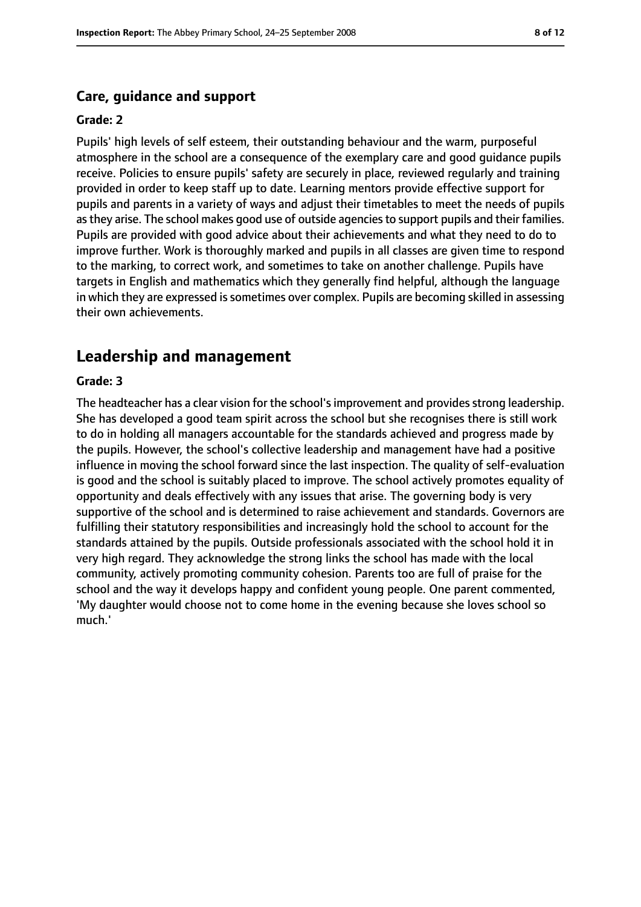### Care, guidance and support

#### Grade: 2

Pupils' high levels of self esteem, their outstanding behaviour and the warm, purposeful atmosphere in the school are a consequence of the exemplary care and good guidance pupils receive. Policies to ensure pupils' safety are securely in place, reviewed regularly and training provided in order to keep staff up to date. Learning mentors provide effective support for pupils and parents in a variety of ways and adjust their timetables to meet the needs of pupils as they arise. The school makes good use of outside agencies to support pupils and their families. Pupils are provided with good advice about their achievements and what they need to do to improve further. Work is thoroughly marked and pupils in all classes are given time to respond to the marking, to correct work, and sometimes to take on another challenge. Pupils have targets in English and mathematics which they generally find helpful, although the language in which they are expressed is sometimes over complex. Pupils are becoming skilled in assessing their own achievements.

## Leadership and management

#### Grade: 3

The headteacher has a clear vision for the school's improvement and provides strong leadership. She has developed a good team spirit across the school but she recognises there is still work to do in holding all managers accountable for the standards achieved and progress made by the pupils. However, the school's collective leadership and management have had a positive influence in moving the school forward since the last inspection. The quality of self-evaluation is good and the school is suitably placed to improve. The school actively promotes equality of opportunity and deals effectively with any issues that arise. The governing body is very supportive of the school and is determined to raise achievement and standards. Governors are fulfilling their statutory responsibilities and increasingly hold the school to account for the standards attained by the pupils. Outside professionals associated with the school hold it in very high regard. They acknowledge the strong links the school has made with the local community, actively promoting community cohesion. Parents too are full of praise for the school and the way it develops happy and confident young people. One parent commented, 'My daughter would choose not to come home in the evening because she loves school so much.'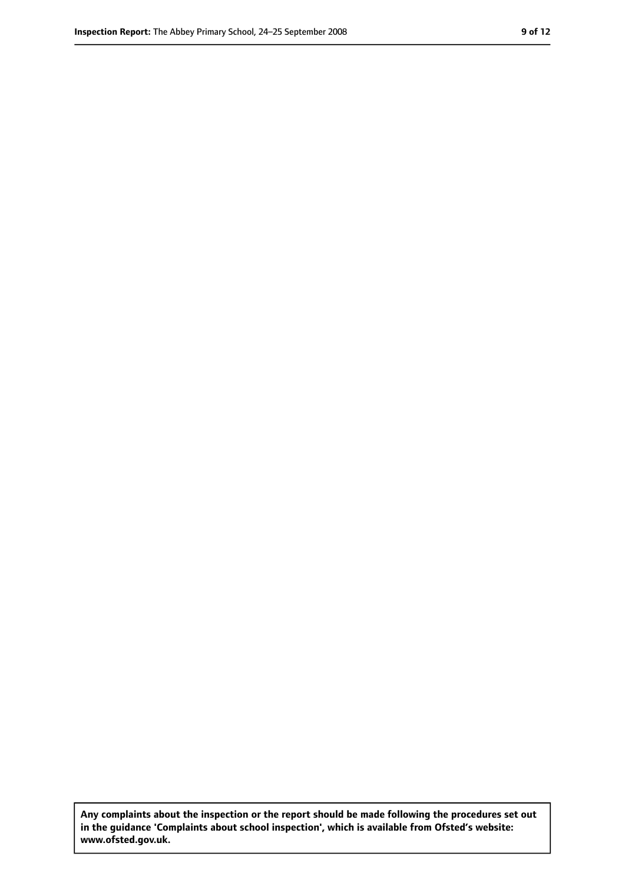**Any complaints about the inspection or the report should be made following the procedures set out in the guidance 'Complaints about school inspection', which is available from Ofsted's website: www.ofsted.gov.uk.**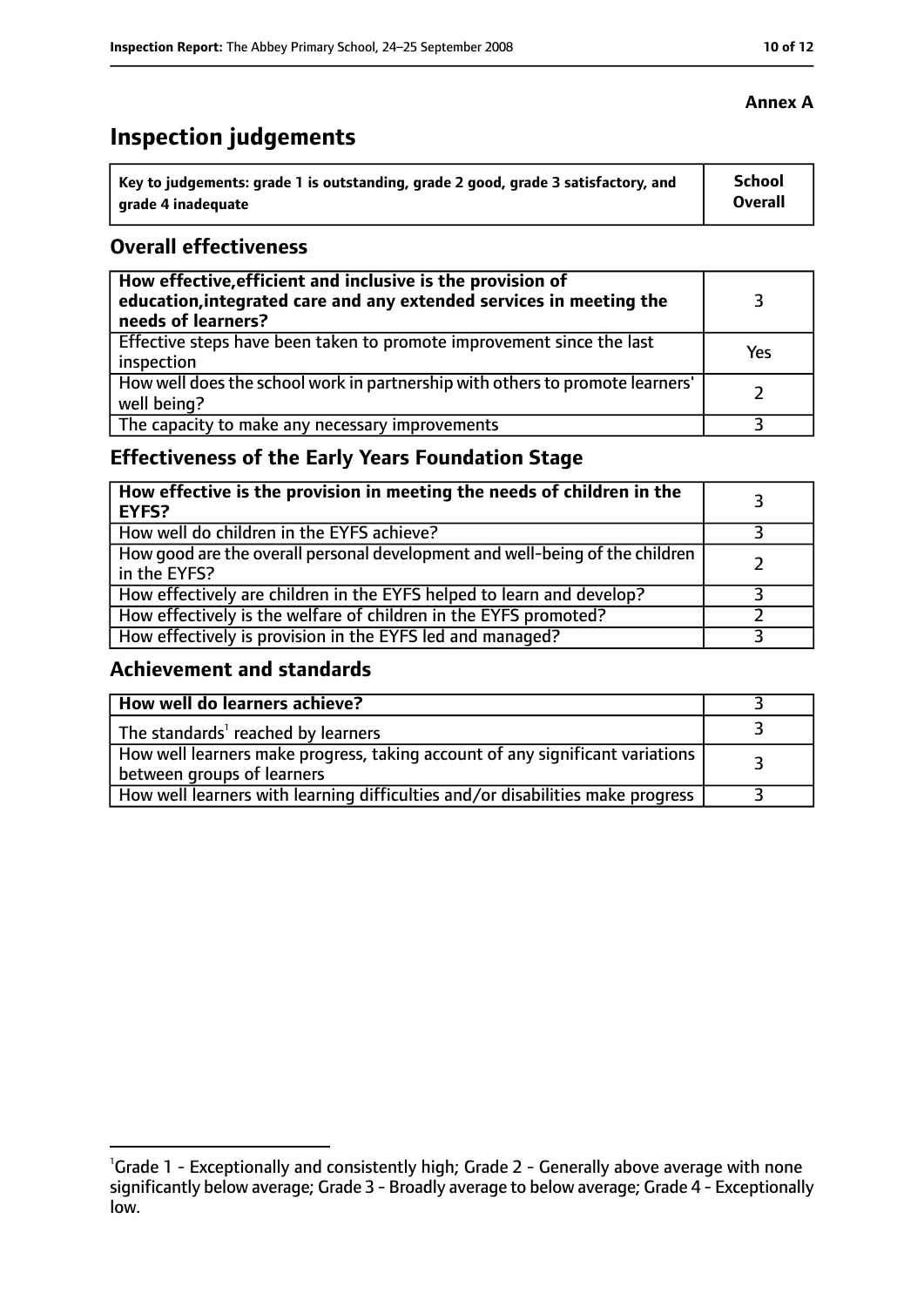**Annex A**

# Inspection judgements

| Key to judgements: grade 1 is outstanding, grade 2 good, grade 3 satisfactory, and grade 4 inadequate | School Overall |
|---|---|

## Overall effectiveness

| | |
|---|---|
| **How effective, efficient and inclusive is the provision of education, integrated care and any extended services in meeting the needs of learners?** | 3 |
| Effective steps have been taken to promote improvement since the last inspection | Yes |
| How well does the school work in partnership with others to promote learners' well being? | 2 |
| The capacity to make any necessary improvements | 3 |

## Effectiveness of the Early Years Foundation Stage

| | |
|---|---|
| **How effective is the provision in meeting the needs of children in the EYFS?** | 3 |
| How well do children in the EYFS achieve? | 3 |
| How good are the overall personal development and well-being of the children in the EYFS? | 2 |
| How effectively are children in the EYFS helped to learn and develop? | 3 |
| How effectively is the welfare of children in the EYFS promoted? | 2 |
| How effectively is provision in the EYFS led and managed? | 3 |

## Achievement and standards

| | |
|---|---|
| **How well do learners achieve?** | 3 |
| The standards[1] reached by learners | 3 |
| How well learners make progress, taking account of any significant variations between groups of learners | 3 |
| How well learners with learning difficulties and/or disabilities make progress | 3 |

[1]Grade 1 - Exceptionally and consistently high; Grade 2 - Generally above average with none significantly below average; Grade 3 - Broadly average to below average; Grade 4 - Exceptionally low.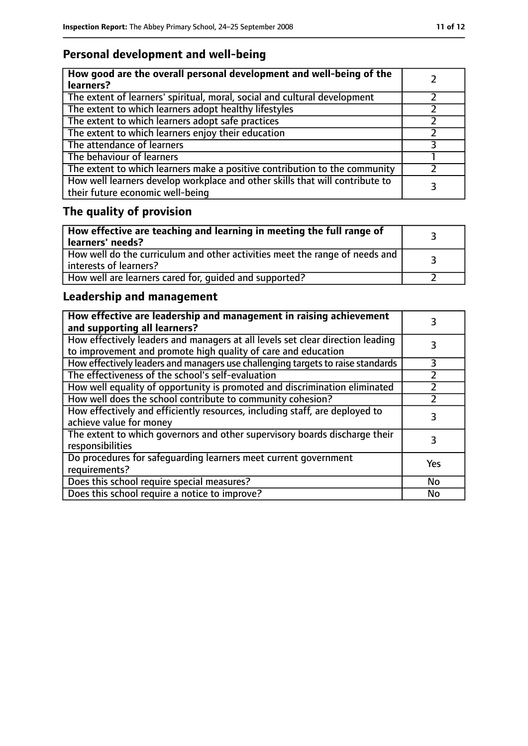## Personal development and well-being

| **How good are the overall personal development and well-being of the learners?** | 2 |
|---|---|
| The extent of learners' spiritual, moral, social and cultural development | 2 |
| The extent to which learners adopt healthy lifestyles | 2 |
| The extent to which learners adopt safe practices | 2 |
| The extent to which learners enjoy their education | 2 |
| The attendance of learners | 3 |
| The behaviour of learners | 1 |
| The extent to which learners make a positive contribution to the community | 2 |
| How well learners develop workplace and other skills that will contribute to their future economic well-being | 3 |

## The quality of provision

| **How effective are teaching and learning in meeting the full range of learners' needs?** | 3 |
|---|---|
| How well do the curriculum and other activities meet the range of needs and interests of learners? | 3 |
| How well are learners cared for, guided and supported? | 2 |

## Leadership and management

| **How effective are leadership and management in raising achievement and supporting all learners?** | 3 |
|---|---|
| How effectively leaders and managers at all levels set clear direction leading to improvement and promote high quality of care and education | 3 |
| How effectively leaders and managers use challenging targets to raise standards | 3 |
| The effectiveness of the school's self-evaluation | 2 |
| How well equality of opportunity is promoted and discrimination eliminated | 2 |
| How well does the school contribute to community cohesion? | 2 |
| How effectively and efficiently resources, including staff, are deployed to achieve value for money | 3 |
| The extent to which governors and other supervisory boards discharge their responsibilities | 3 |
| Do procedures for safeguarding learners meet current government requirements? | Yes |
| Does this school require special measures? | No |
| Does this school require a notice to improve? | No |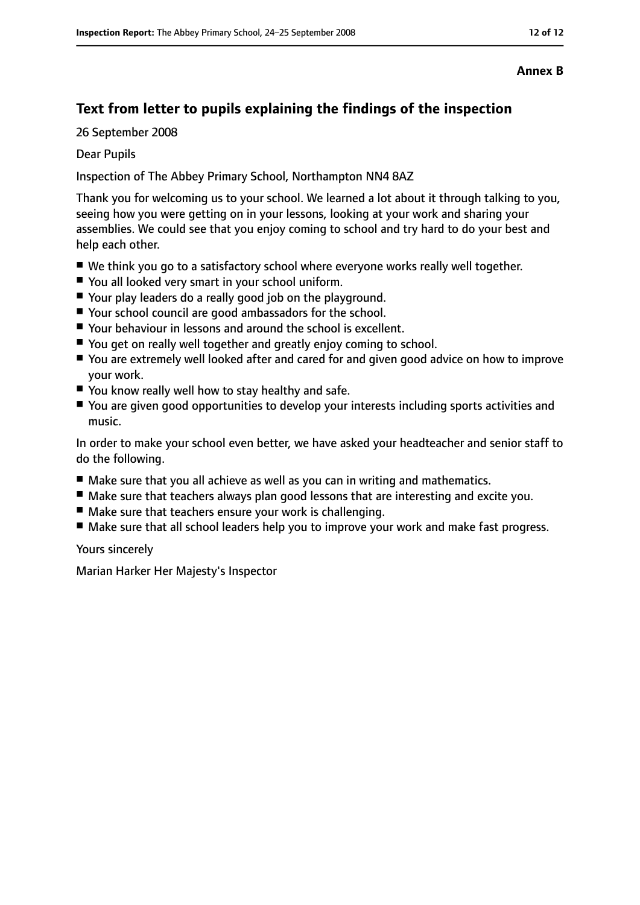**Annex B**

## Text from letter to pupils explaining the findings of the inspection

26 September 2008

Dear Pupils

Inspection of The Abbey Primary School, Northampton NN4 8AZ

Thank you for welcoming us to your school. We learned a lot about it through talking to you, seeing how you were getting on in your lessons, looking at your work and sharing your assemblies. We could see that you enjoy coming to school and try hard to do your best and help each other.

- We think you go to a satisfactory school where everyone works really well together.
- You all looked very smart in your school uniform.
- Your play leaders do a really good job on the playground.
- Your school council are good ambassadors for the school.
- Your behaviour in lessons and around the school is excellent.
- You get on really well together and greatly enjoy coming to school.
- You are extremely well looked after and cared for and given good advice on how to improve your work.
- You know really well how to stay healthy and safe.
- You are given good opportunities to develop your interests including sports activities and music.

In order to make your school even better, we have asked your headteacher and senior staff to do the following.

- Make sure that you all achieve as well as you can in writing and mathematics.
- Make sure that teachers always plan good lessons that are interesting and excite you.
- Make sure that teachers ensure your work is challenging.
- Make sure that all school leaders help you to improve your work and make fast progress.

Yours sincerely

Marian Harker Her Majesty's Inspector